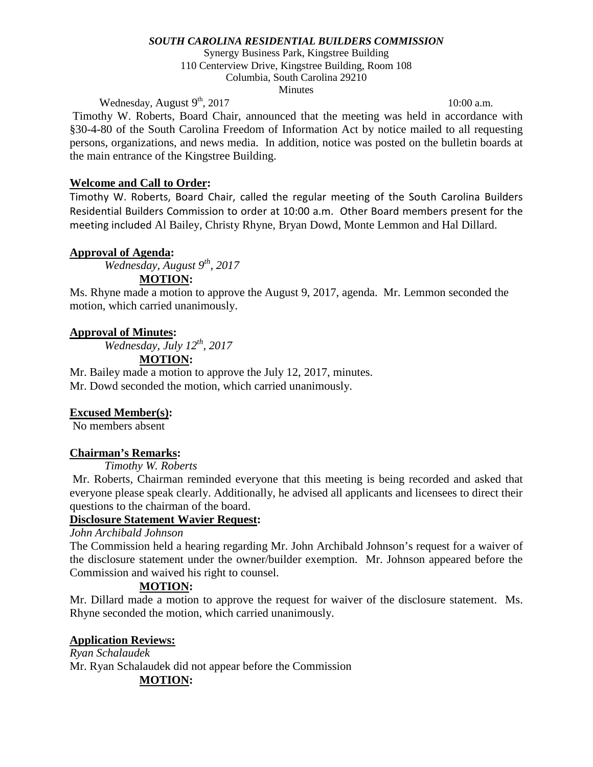***SOUTH CAROLINA RESIDENTIAL BUILDERS COMMISSION***

Synergy Business Park, Kingstree Building
110 Centerview Drive, Kingstree Building, Room 108
Columbia, South Carolina 29210
Minutes

Wednesday, August 9th, 2017 10:00 a.m.

Timothy W. Roberts, Board Chair, announced that the meeting was held in accordance with §30-4-80 of the South Carolina Freedom of Information Act by notice mailed to all requesting persons, organizations, and news media. In addition, notice was posted on the bulletin boards at the main entrance of the Kingstree Building.

**Welcome and Call to Order:**

Timothy W. Roberts, Board Chair, called the regular meeting of the South Carolina Builders Residential Builders Commission to order at 10:00 a.m. Other Board members present for the meeting included Al Bailey, Christy Rhyne, Bryan Dowd, Monte Lemmon and Hal Dillard.

**Approval of Agenda:**

*Wednesday, August 9th, 2017*

**MOTION:**

Ms. Rhyne made a motion to approve the August 9, 2017, agenda. Mr. Lemmon seconded the motion, which carried unanimously.

**Approval of Minutes:**

*Wednesday, July 12th, 2017*

**MOTION:**

Mr. Bailey made a motion to approve the July 12, 2017, minutes.
Mr. Dowd seconded the motion, which carried unanimously.

**Excused Member(s):**

No members absent

**Chairman's Remarks:**

*Timothy W. Roberts*

Mr. Roberts, Chairman reminded everyone that this meeting is being recorded and asked that everyone please speak clearly. Additionally, he advised all applicants and licensees to direct their questions to the chairman of the board.

**Disclosure Statement Wavier Request:**

*John Archibald Johnson*

The Commission held a hearing regarding Mr. John Archibald Johnson's request for a waiver of the disclosure statement under the owner/builder exemption. Mr. Johnson appeared before the Commission and waived his right to counsel.

**MOTION:**

Mr. Dillard made a motion to approve the request for waiver of the disclosure statement. Ms. Rhyne seconded the motion, which carried unanimously.

**Application Reviews:**

*Ryan Schalaudek*

Mr. Ryan Schalaudek did not appear before the Commission

**MOTION:**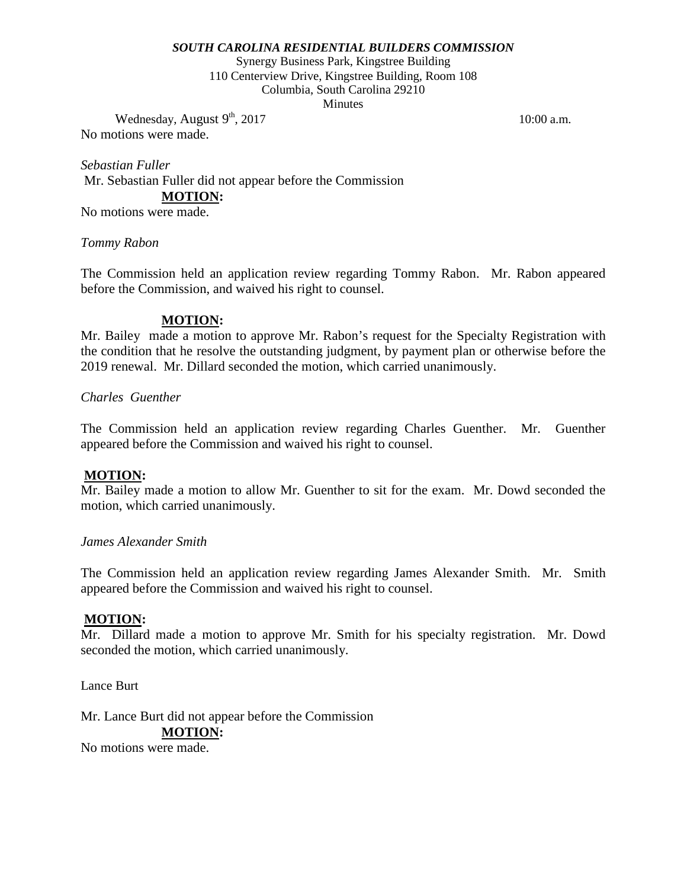No motions were made.

*Sebastian Fuller*

Mr. Sebastian Fuller did not appear before the Commission

**MOTION:**

No motions were made.

*Tommy Rabon*

The Commission held an application review regarding Tommy Rabon. Mr. Rabon appeared before the Commission, and waived his right to counsel.

**MOTION:**

Mr. Bailey made a motion to approve Mr. Rabon's request for the Specialty Registration with the condition that he resolve the outstanding judgment, by payment plan or otherwise before the 2019 renewal. Mr. Dillard seconded the motion, which carried unanimously.

*Charles Guenther*

The Commission held an application review regarding Charles Guenther. Mr. Guenther appeared before the Commission and waived his right to counsel.

**MOTION:**

Mr. Bailey made a motion to allow Mr. Guenther to sit for the exam. Mr. Dowd seconded the motion, which carried unanimously.

*James Alexander Smith*

The Commission held an application review regarding James Alexander Smith. Mr. Smith appeared before the Commission and waived his right to counsel.

**MOTION:**

Mr. Dillard made a motion to approve Mr. Smith for his specialty registration. Mr. Dowd seconded the motion, which carried unanimously.

Lance Burt

Mr. Lance Burt did not appear before the Commission

**MOTION:**

No motions were made.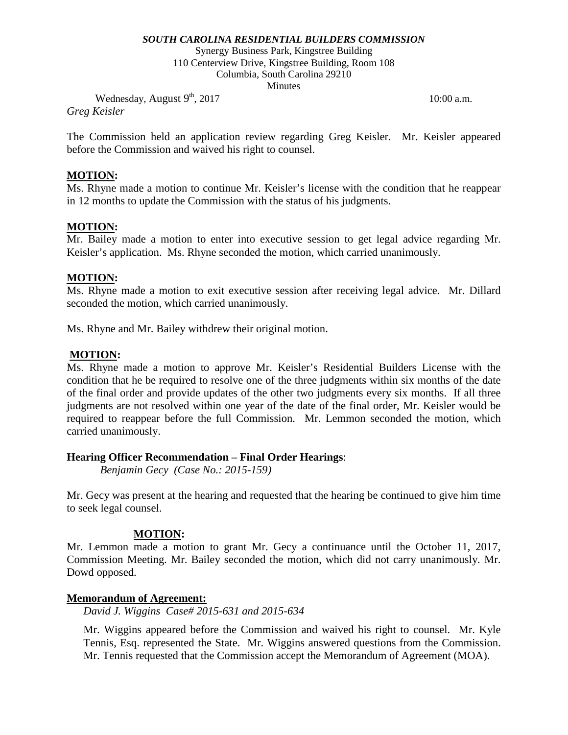***SOUTH CAROLINA RESIDENTIAL BUILDERS COMMISSION***

Synergy Business Park, Kingstree Building
110 Centerview Drive, Kingstree Building, Room 108
Columbia, South Carolina 29210
Minutes

Wednesday, August 9th, 2017 10:00 a.m.

*Greg Keisler*

The Commission held an application review regarding Greg Keisler. Mr. Keisler appeared before the Commission and waived his right to counsel.

**MOTION:**

Ms. Rhyne made a motion to continue Mr. Keisler's license with the condition that he reappear in 12 months to update the Commission with the status of his judgments.

**MOTION:**

Mr. Bailey made a motion to enter into executive session to get legal advice regarding Mr. Keisler's application. Ms. Rhyne seconded the motion, which carried unanimously.

**MOTION:**

Ms. Rhyne made a motion to exit executive session after receiving legal advice. Mr. Dillard seconded the motion, which carried unanimously.

Ms. Rhyne and Mr. Bailey withdrew their original motion.

**MOTION:**

Ms. Rhyne made a motion to approve Mr. Keisler's Residential Builders License with the condition that he be required to resolve one of the three judgments within six months of the date of the final order and provide updates of the other two judgments every six months. If all three judgments are not resolved within one year of the date of the final order, Mr. Keisler would be required to reappear before the full Commission. Mr. Lemmon seconded the motion, which carried unanimously.

**Hearing Officer Recommendation – Final Order Hearings**:

*Benjamin Gecy (Case No.: 2015-159)*

Mr. Gecy was present at the hearing and requested that the hearing be continued to give him time to seek legal counsel.

**MOTION:**

Mr. Lemmon made a motion to grant Mr. Gecy a continuance until the October 11, 2017, Commission Meeting. Mr. Bailey seconded the motion, which did not carry unanimously. Mr. Dowd opposed.

**Memorandum of Agreement:**

*David J. Wiggins Case# 2015-631 and 2015-634*

Mr. Wiggins appeared before the Commission and waived his right to counsel. Mr. Kyle Tennis, Esq. represented the State. Mr. Wiggins answered questions from the Commission. Mr. Tennis requested that the Commission accept the Memorandum of Agreement (MOA).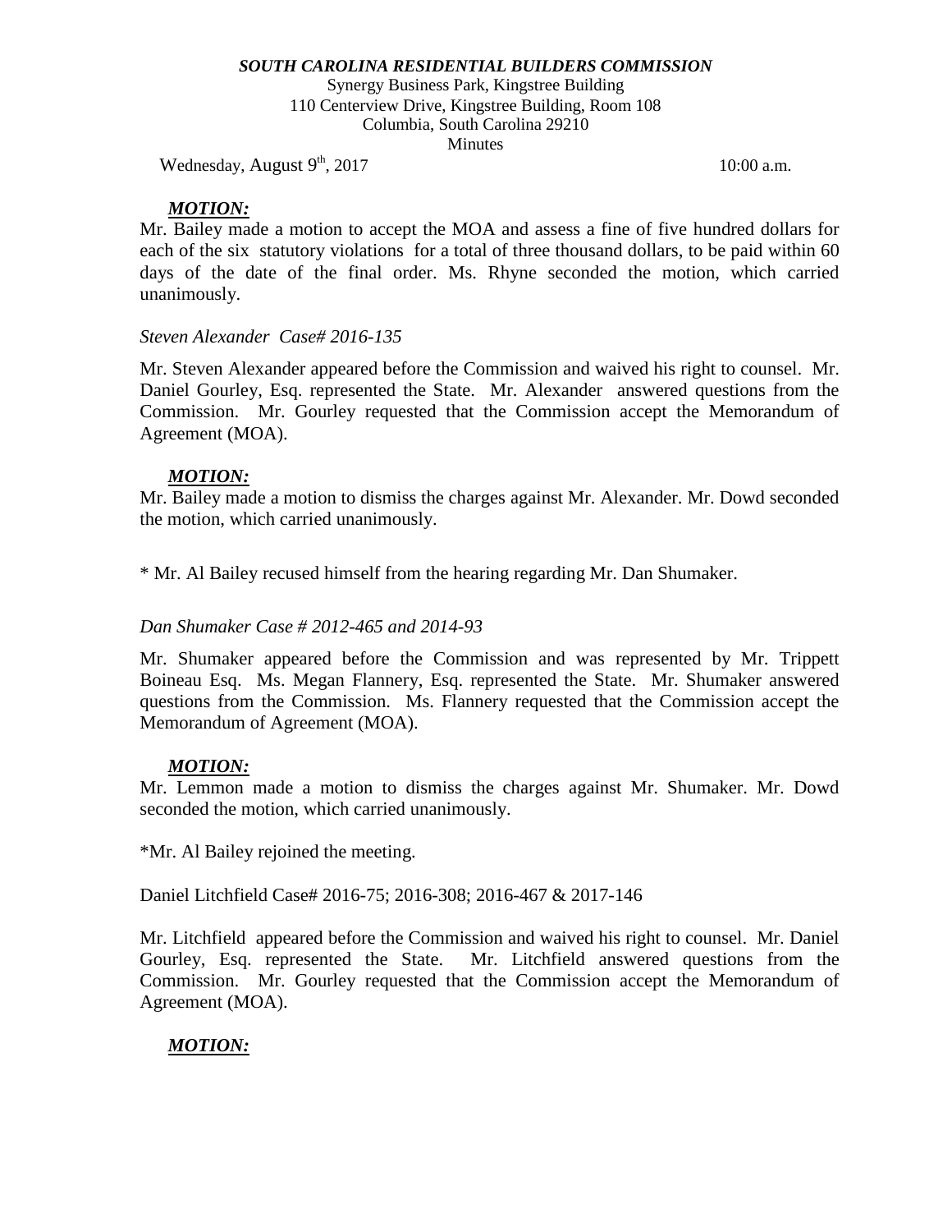*SOUTH CAROLINA RESIDENTIAL BUILDERS COMMISSION*

Synergy Business Park, Kingstree Building
110 Centerview Drive, Kingstree Building, Room 108
Columbia, South Carolina 29210
Minutes

Wednesday, August 9th, 2017 10:00 a.m.

***MOTION:***

Mr. Bailey made a motion to accept the MOA and assess a fine of five hundred dollars for each of the six statutory violations for a total of three thousand dollars, to be paid within 60 days of the date of the final order. Ms. Rhyne seconded the motion, which carried unanimously.

*Steven Alexander Case# 2016-135*

Mr. Steven Alexander appeared before the Commission and waived his right to counsel. Mr. Daniel Gourley, Esq. represented the State. Mr. Alexander answered questions from the Commission. Mr. Gourley requested that the Commission accept the Memorandum of Agreement (MOA).

***MOTION:***

Mr. Bailey made a motion to dismiss the charges against Mr. Alexander. Mr. Dowd seconded the motion, which carried unanimously.

* Mr. Al Bailey recused himself from the hearing regarding Mr. Dan Shumaker.

*Dan Shumaker Case # 2012-465 and 2014-93*

Mr. Shumaker appeared before the Commission and was represented by Mr. Trippett Boineau Esq. Ms. Megan Flannery, Esq. represented the State. Mr. Shumaker answered questions from the Commission. Ms. Flannery requested that the Commission accept the Memorandum of Agreement (MOA).

***MOTION:***

Mr. Lemmon made a motion to dismiss the charges against Mr. Shumaker. Mr. Dowd seconded the motion, which carried unanimously.

*Mr. Al Bailey rejoined the meeting.

Daniel Litchfield Case# 2016-75; 2016-308; 2016-467 & 2017-146

Mr. Litchfield appeared before the Commission and waived his right to counsel. Mr. Daniel Gourley, Esq. represented the State. Mr. Litchfield answered questions from the Commission. Mr. Gourley requested that the Commission accept the Memorandum of Agreement (MOA).

***MOTION:***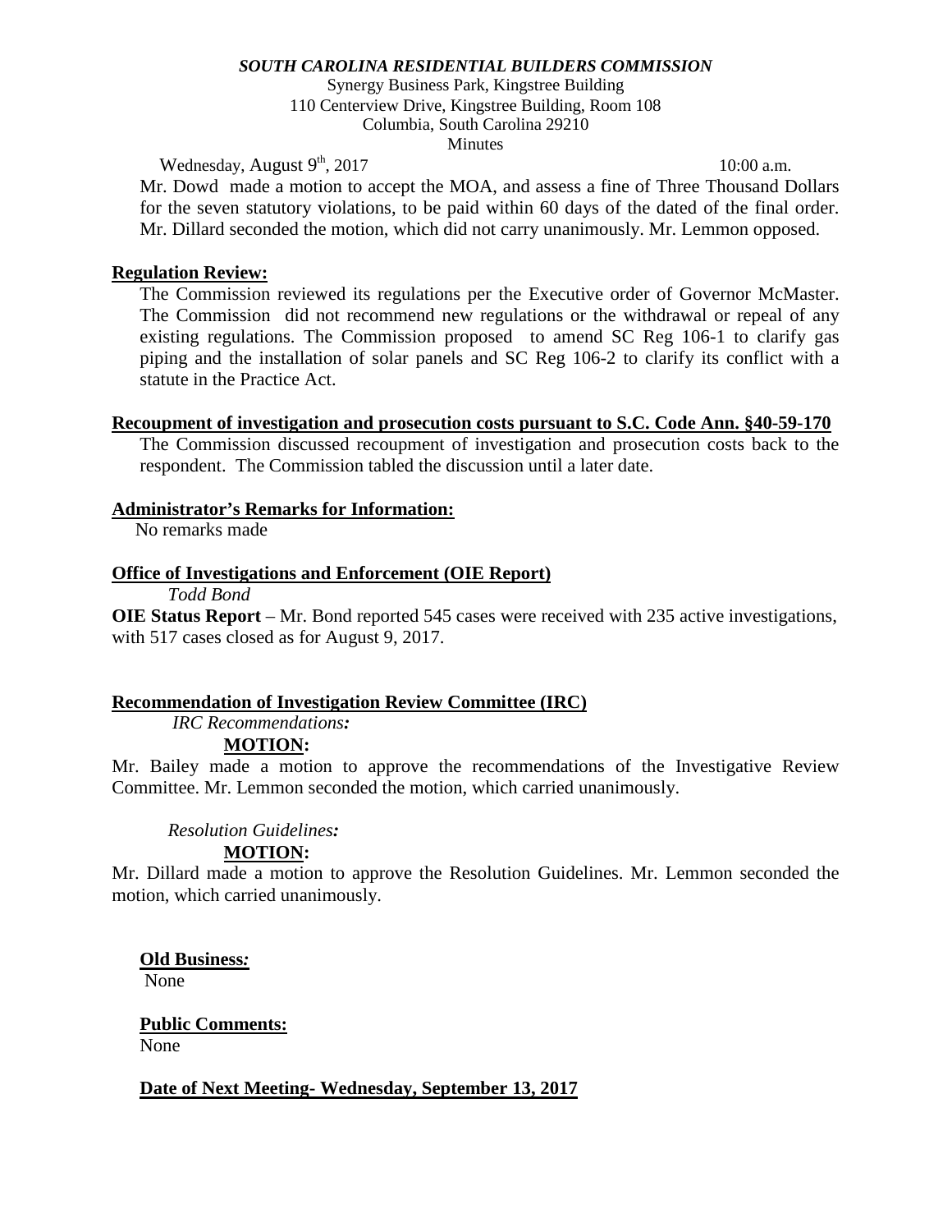***SOUTH CAROLINA RESIDENTIAL BUILDERS COMMISSION***

Synergy Business Park, Kingstree Building
110 Centerview Drive, Kingstree Building, Room 108
Columbia, South Carolina 29210
Minutes

Wednesday, August 9th, 2017 10:00 a.m.

Mr. Dowd made a motion to accept the MOA, and assess a fine of Three Thousand Dollars for the seven statutory violations, to be paid within 60 days of the dated of the final order. Mr. Dillard seconded the motion, which did not carry unanimously. Mr. Lemmon opposed.

**Regulation Review:**

The Commission reviewed its regulations per the Executive order of Governor McMaster. The Commission did not recommend new regulations or the withdrawal or repeal of any existing regulations. The Commission proposed to amend SC Reg 106-1 to clarify gas piping and the installation of solar panels and SC Reg 106-2 to clarify its conflict with a statute in the Practice Act.

**Recoupment of investigation and prosecution costs pursuant to S.C. Code Ann. §40-59-170**

The Commission discussed recoupment of investigation and prosecution costs back to the respondent. The Commission tabled the discussion until a later date.

**Administrator's Remarks for Information:**

No remarks made

**Office of Investigations and Enforcement (OIE Report)**

*Todd Bond*

**OIE Status Report** – Mr. Bond reported 545 cases were received with 235 active investigations, with 517 cases closed as for August 9, 2017.

**Recommendation of Investigation Review Committee (IRC)**

*IRC Recommendations:*

**MOTION:**

Mr. Bailey made a motion to approve the recommendations of the Investigative Review Committee. Mr. Lemmon seconded the motion, which carried unanimously.

*Resolution Guidelines:*

**MOTION:**

Mr. Dillard made a motion to approve the Resolution Guidelines. Mr. Lemmon seconded the motion, which carried unanimously.

**Old Business:**

None

**Public Comments:**

None

**Date of Next Meeting- Wednesday, September 13, 2017**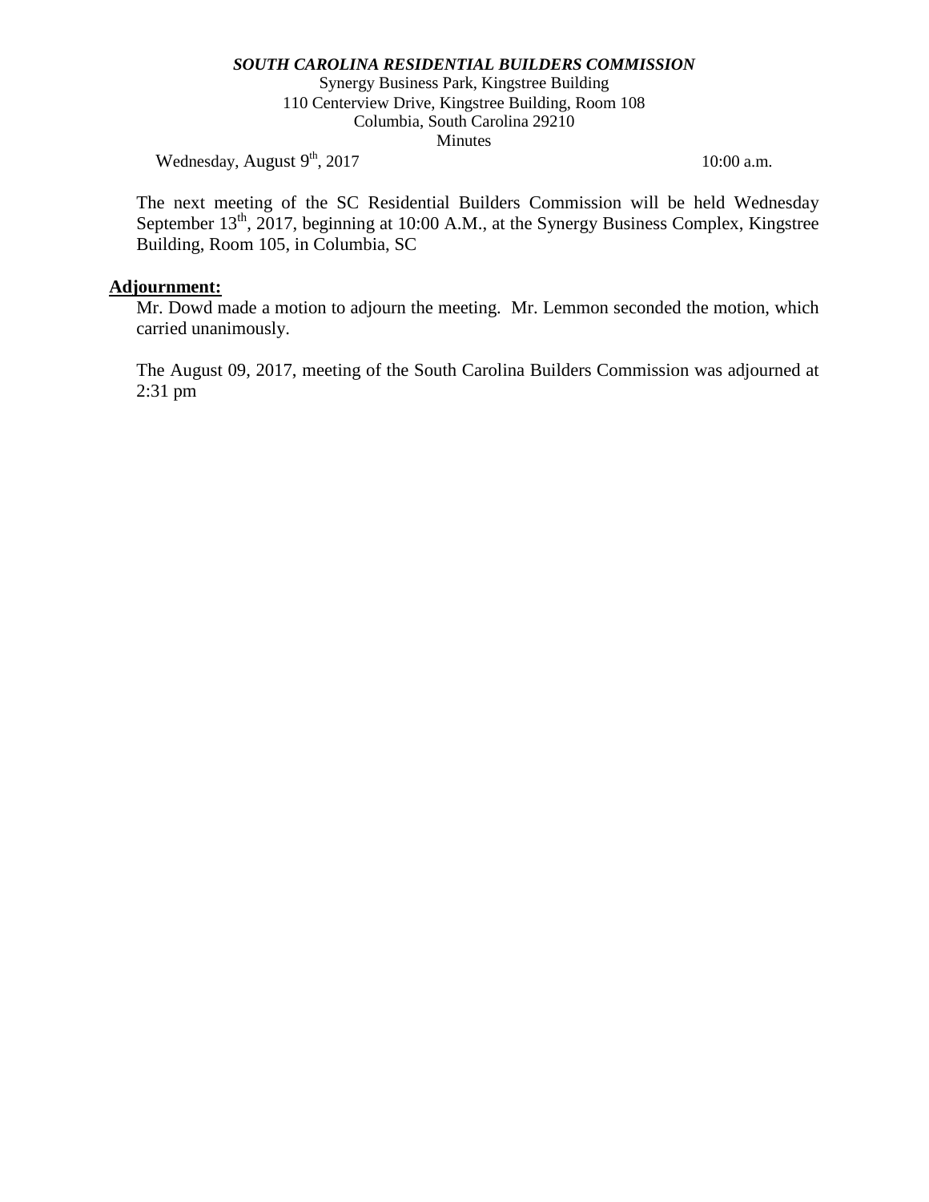***SOUTH CAROLINA RESIDENTIAL BUILDERS COMMISSION***

Synergy Business Park, Kingstree Building
110 Centerview Drive, Kingstree Building, Room 108
Columbia, South Carolina 29210
Minutes

Wednesday, August 9th, 2017 10:00 a.m.

The next meeting of the SC Residential Builders Commission will be held Wednesday September 13th, 2017, beginning at 10:00 A.M., at the Synergy Business Complex, Kingstree Building, Room 105, in Columbia, SC

**Adjournment:**

Mr. Dowd made a motion to adjourn the meeting. Mr. Lemmon seconded the motion, which carried unanimously.

The August 09, 2017, meeting of the South Carolina Builders Commission was adjourned at 2:31 pm